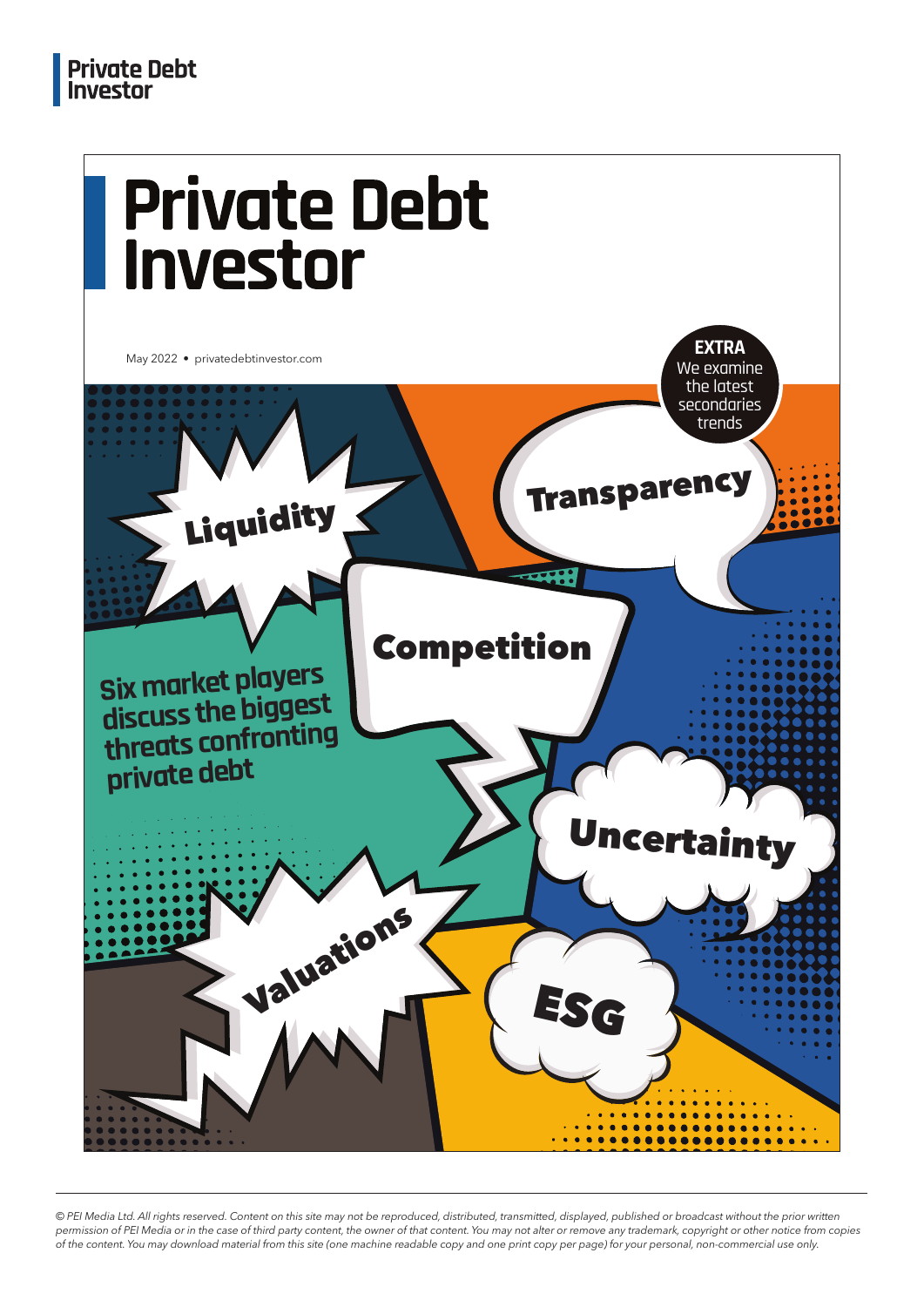# Private Debt Investor

May 2022 • privatedebtinvestor.com

**EXTRA**
We examine the latest secondaries trends

Liquidity

Transparency

Competition

**Six market players discuss the biggest threats confronting private debt**

Uncertainty

Valuations

ESG

*© PEI Media Ltd. All rights reserved. Content on this site may not be reproduced, distributed, transmitted, displayed, published or broadcast without the prior written permission of PEI Media or in the case of third party content, the owner of that content. You may not alter or remove any trademark, copyright or other notice from copies of the content. You may download material from this site (one machine readable copy and one print copy per page) for your personal, non-commercial use only.*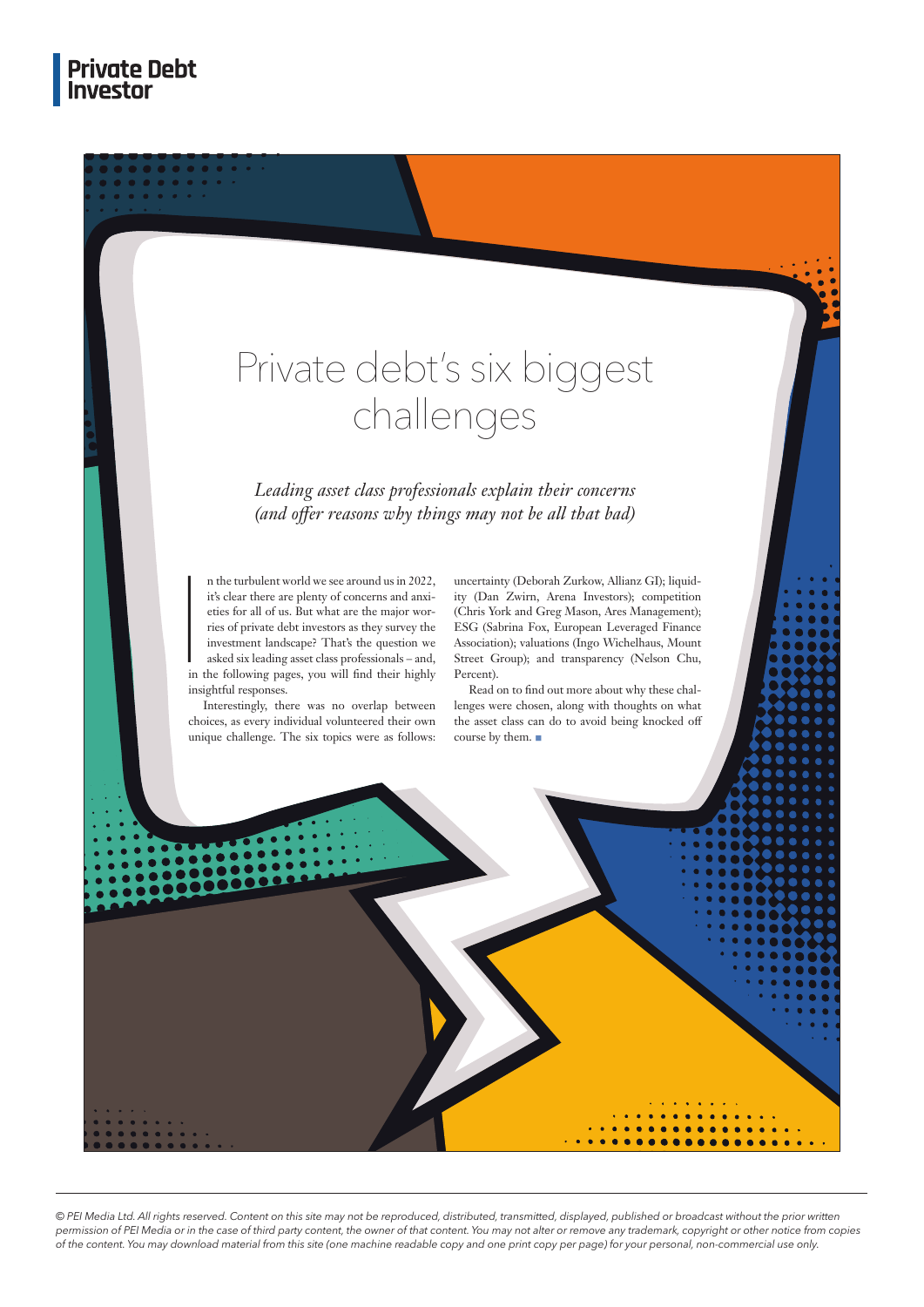# Private debt's six biggest challenges

*Leading asset class professionals explain their concerns (and offer reasons why things may not be all that bad)*

In the turbulent world we see around us in 2022, it's clear there are plenty of concerns and anxieties for all of us. But what are the major worries of private debt investors as they survey the investment landscape? That's the question we asked six leading asset class professionals – and, in the following pages, you will find their highly insightful responses.

Interestingly, there was no overlap between choices, as every individual volunteered their own unique challenge. The six topics were as follows: uncertainty (Deborah Zurkow, Allianz GI); liquidity (Dan Zwirn, Arena Investors); competition (Chris York and Greg Mason, Ares Management); ESG (Sabrina Fox, European Leveraged Finance Association); valuations (Ingo Wichelhaus, Mount Street Group); and transparency (Nelson Chu, Percent).

Read on to find out more about why these challenges were chosen, along with thoughts on what the asset class can do to avoid being knocked off course by them. ■

*© PEI Media Ltd. All rights reserved. Content on this site may not be reproduced, distributed, transmitted, displayed, published or broadcast without the prior written permission of PEI Media or in the case of third party content, the owner of that content. You may not alter or remove any trademark, copyright or other notice from copies of the content. You may download material from this site (one machine readable copy and one print copy per page) for your personal, non-commercial use only.*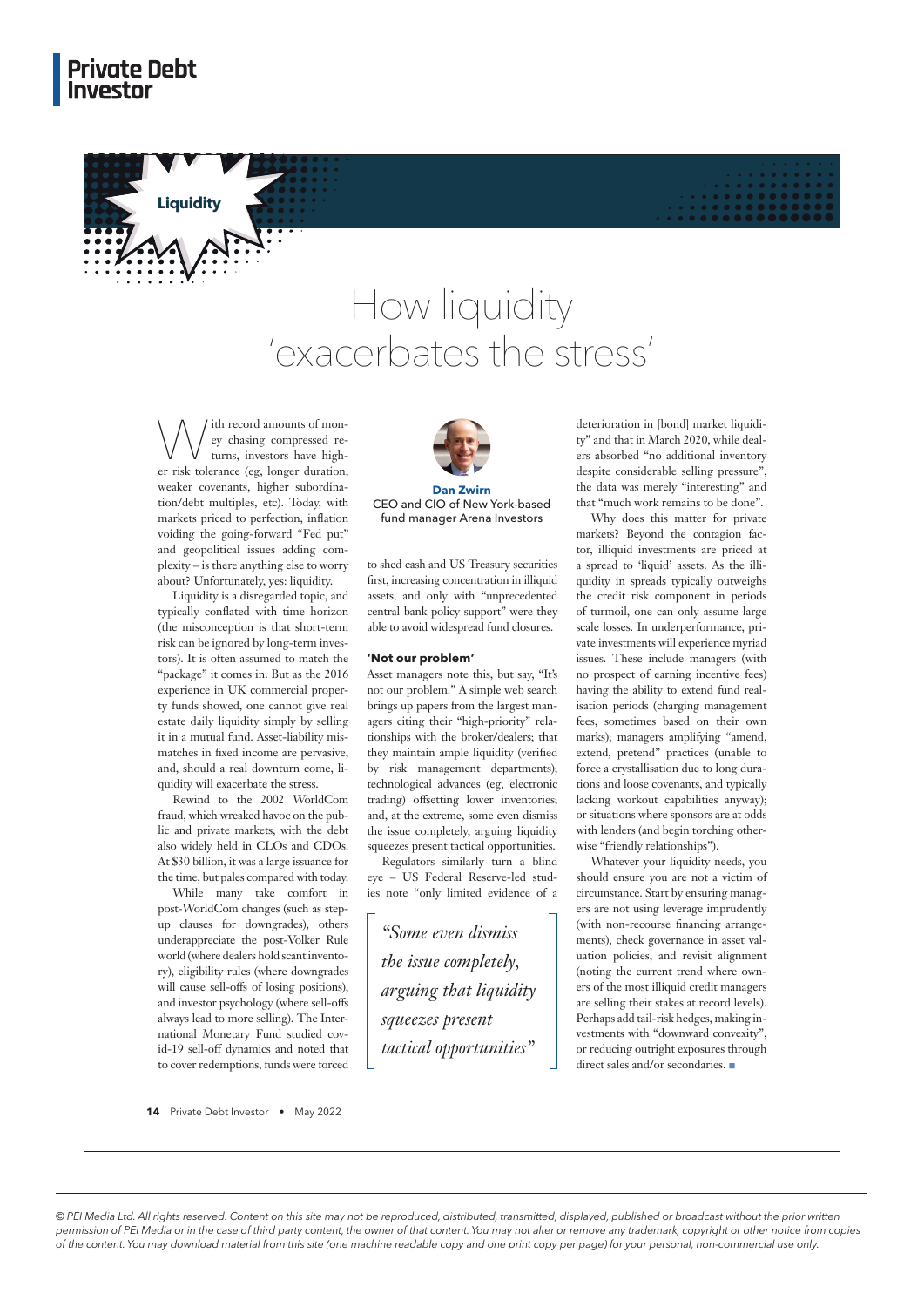Liquidity

# How liquidity 'exacerbates the stress'

**Dan Zwirn**
CEO and CIO of New York-based fund manager Arena Investors

With record amounts of money chasing compressed returns, investors have higher risk tolerance (eg, longer duration, weaker covenants, higher subordination/debt multiples, etc). Today, with markets priced to perfection, inflation voiding the going-forward "Fed put" and geopolitical issues adding complexity – is there anything else to worry about? Unfortunately, yes: liquidity.

Liquidity is a disregarded topic, and typically conflated with time horizon (the misconception is that short-term risk can be ignored by long-term investors). It is often assumed to match the "package" it comes in. But as the 2016 experience in UK commercial property funds showed, one cannot give real estate daily liquidity simply by selling it in a mutual fund. Asset-liability mismatches in fixed income are pervasive, and, should a real downturn come, liquidity will exacerbate the stress.

Rewind to the 2002 WorldCom fraud, which wreaked havoc on the public and private markets, with the debt also widely held in CLOs and CDOs. At $30 billion, it was a large issuance for the time, but pales compared with today.

While many take comfort in post-WorldCom changes (such as step-up clauses for downgrades), others underappreciate the post-Volker Rule world (where dealers hold scant inventory), eligibility rules (where downgrades will cause sell-offs of losing positions), and investor psychology (where sell-offs always lead to more selling). The International Monetary Fund studied Covid-19 sell-off dynamics and noted that to cover redemptions, funds were forced to shed cash and US Treasury securities first, increasing concentration in illiquid assets, and only with "unprecedented central bank policy support" were they able to avoid widespread fund closures.

## 'Not our problem'

Asset managers note this, but say, "It's not our problem." A simple web search brings up papers from the largest managers citing their "high-priority" relationships with the broker/dealers; that they maintain ample liquidity (verified by risk management departments); technological advances (eg, electronic trading) offsetting lower inventories; and, at the extreme, some even dismiss the issue completely, arguing liquidity squeezes present tactical opportunities.

Regulators similarly turn a blind eye – US Federal Reserve-led studies note "only limited evidence of a deterioration in [bond] market liquidity" and that in March 2020, while dealers absorbed "no additional inventory despite considerable selling pressure", the data was merely "interesting" and that "much work remains to be done".

> *"Some even dismiss the issue completely, arguing that liquidity squeezes present tactical opportunities"*

Why does this matter for private markets? Beyond the contagion factor, illiquid investments are priced at a spread to 'liquid' assets. As the illiquidity in spreads typically outweighs the credit risk component in periods of turmoil, one can only assume large scale losses. In underperformance, private investments will experience myriad issues. These include managers (with no prospect of earning incentive fees) having the ability to extend fund realisation periods (charging management fees, sometimes based on their own marks); managers amplifying "amend, extend, pretend" practices (unable to force a crystallisation due to long durations and loose covenants, and typically lacking workout capabilities anyway); or situations where sponsors are at odds with lenders (and begin torching otherwise "friendly relationships").

Whatever your liquidity needs, you should ensure you are not a victim of circumstance. Start by ensuring managers are not using leverage imprudently (with non-recourse financing arrangements), check governance in asset valuation policies, and revisit alignment (noting the current trend where owners of the most illiquid credit managers are selling their stakes at record levels). Perhaps add tail-risk hedges, making investments with "downward convexity", or reducing outright exposures through direct sales and/or secondaries. ■